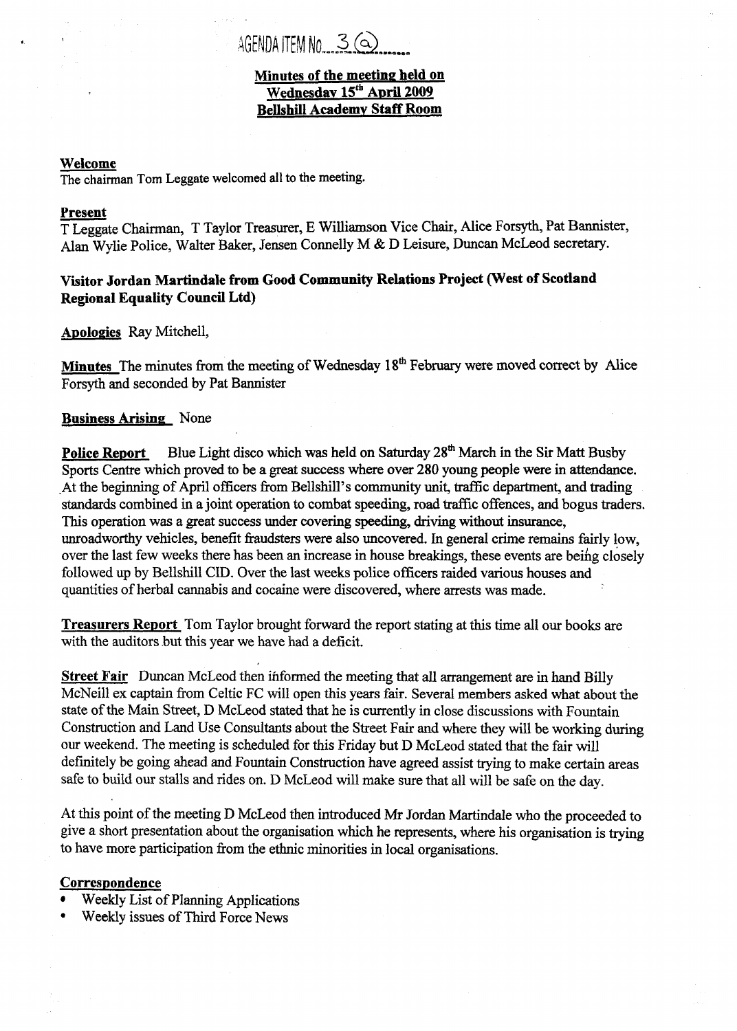AGENDA ITEM No. 3 (a)

**Minutes of the meeting held on**
**Wednesday 15th April 2009**
**Bellshill Academy Staff Room**

**Welcome**
The chairman Tom Leggate welcomed all to the meeting.

**Present**
T Leggate Chairman, T Taylor Treasurer, E Williamson Vice Chair, Alice Forsyth, Pat Bannister, Alan Wylie Police, Walter Baker, Jensen Connelly M & D Leisure, Duncan McLeod secretary.

**Visitor Jordan Martindale from Good Community Relations Project (West of Scotland Regional Equality Council Ltd)**

**Apologies** Ray Mitchell,

**Minutes** The minutes from the meeting of Wednesday 18th February were moved correct by Alice Forsyth and seconded by Pat Bannister

**Business Arising** None

**Police Report** Blue Light disco which was held on Saturday 28th March in the Sir Matt Busby Sports Centre which proved to be a great success where over 280 young people were in attendance. At the beginning of April officers from Bellshill's community unit, traffic department, and trading standards combined in a joint operation to combat speeding, road traffic offences, and bogus traders. This operation was a great success under covering speeding, driving without insurance, unroadworthy vehicles, benefit fraudsters were also uncovered. In general crime remains fairly low, over the last few weeks there has been an increase in house breakings, these events are being closely followed up by Bellshill CID. Over the last weeks police officers raided various houses and quantities of herbal cannabis and cocaine were discovered, where arrests was made.

**Treasurers Report** Tom Taylor brought forward the report stating at this time all our books are with the auditors but this year we have had a deficit.

**Street Fair** Duncan McLeod then informed the meeting that all arrangement are in hand Billy McNeill ex captain from Celtic FC will open this years fair. Several members asked what about the state of the Main Street, D McLeod stated that he is currently in close discussions with Fountain Construction and Land Use Consultants about the Street Fair and where they will be working during our weekend. The meeting is scheduled for this Friday but D McLeod stated that the fair will definitely be going ahead and Fountain Construction have agreed assist trying to make certain areas safe to build our stalls and rides on. D McLeod will make sure that all will be safe on the day.

At this point of the meeting D McLeod then introduced Mr Jordan Martindale who the proceeded to give a short presentation about the organisation which he represents, where his organisation is trying to have more participation from the ethnic minorities in local organisations.

**Correspondence**
- Weekly List of Planning Applications
- Weekly issues of Third Force News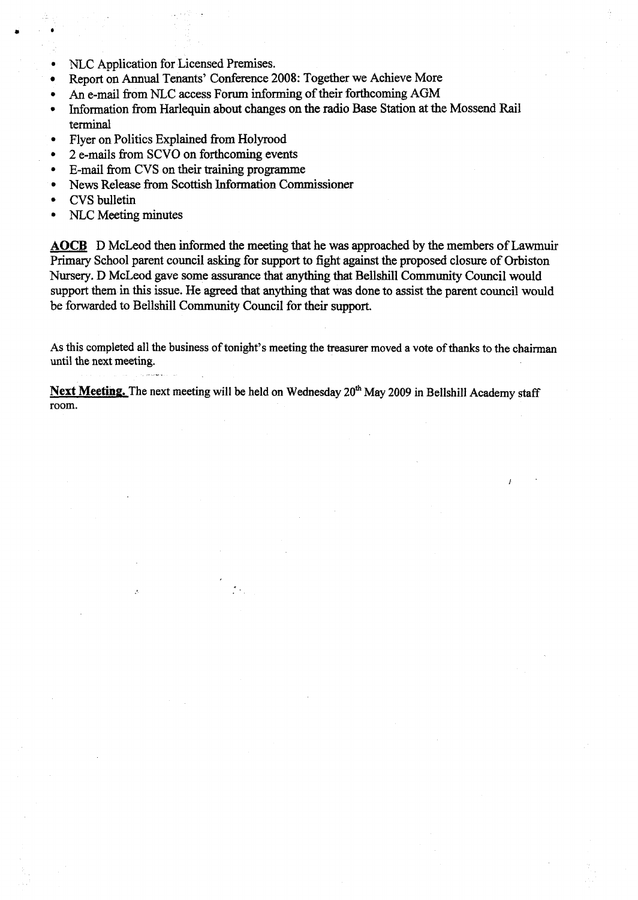- NLC Application for Licensed Premises.
- Report on Annual Tenants' Conference 2008: Together we Achieve More
- An e-mail from NLC access Forum informing of their forthcoming AGM
- Information from Harlequin about changes on the radio Base Station at the Mossend Rail terminal
- Flyer on Politics Explained from Holyrood
- 2 e-mails from SCVO on forthcoming events
- E-mail from CVS on their training programme
- News Release from Scottish Information Commissioner
- CVS bulletin
- NLC Meeting minutes

**AOCB** D McLeod then informed the meeting that he was approached by the members of Lawmuir Primary School parent council asking for support to fight against the proposed closure of Orbiston Nursery. D McLeod gave some assurance that anything that Bellshill Community Council would support them in this issue. He agreed that anything that was done to assist the parent council would be forwarded to Bellshill Community Council for their support.

As this completed all the business of tonight's meeting the treasurer moved a vote of thanks to the chairman until the next meeting.

**Next Meeting.** The next meeting will be held on Wednesday 20th May 2009 in Bellshill Academy staff room.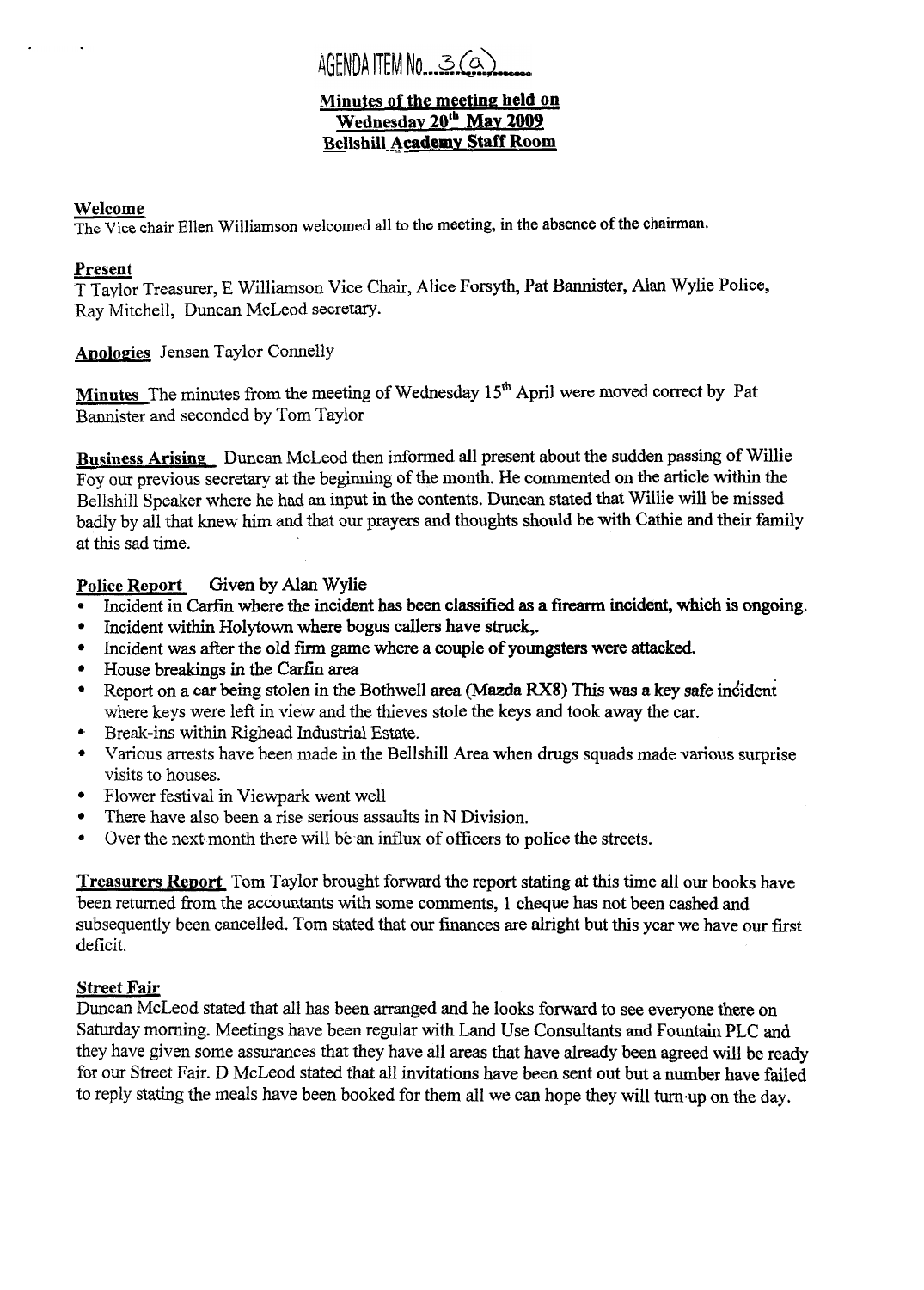AGENDA ITEM No. 3(a)

**Minutes of the meeting held on Wednesday 20th May 2009 Bellshill Academy Staff Room**

**Welcome**
The Vice chair Ellen Williamson welcomed all to the meeting, in the absence of the chairman.

**Present**
T Taylor Treasurer, E Williamson Vice Chair, Alice Forsyth, Pat Bannister, Alan Wylie Police, Ray Mitchell, Duncan McLeod secretary.

**Apologies** Jensen Taylor Connelly

**Minutes** The minutes from the meeting of Wednesday 15th April were moved correct by Pat Bannister and seconded by Tom Taylor

**Business Arising** Duncan McLeod then informed all present about the sudden passing of Willie Foy our previous secretary at the beginning of the month. He commented on the article within the Bellshill Speaker where he had an input in the contents. Duncan stated that Willie will be missed badly by all that knew him and that our prayers and thoughts should be with Cathie and their family at this sad time.

**Police Report** Given by Alan Wylie

- Incident in Carfin where the incident has been classified as a firearm incident, which is ongoing.
- Incident within Holytown where bogus callers have struck,.
- Incident was after the old firm game where a couple of youngsters were attacked.
- House breakings in the Carfin area
- Report on a car being stolen in the Bothwell area (Mazda RX8) This was a key safe incident where keys were left in view and the thieves stole the keys and took away the car.
- Break-ins within Righead Industrial Estate.
- Various arrests have been made in the Bellshill Area when drugs squads made various surprise visits to houses.
- Flower festival in Viewpark went well
- There have also been a rise serious assaults in N Division.
- Over the next month there will be an influx of officers to police the streets.

**Treasurers Report** Tom Taylor brought forward the report stating at this time all our books have been returned from the accountants with some comments, 1 cheque has not been cashed and subsequently been cancelled. Tom stated that our finances are alright but this year we have our first deficit.

**Street Fair**
Duncan McLeod stated that all has been arranged and he looks forward to see everyone there on Saturday morning. Meetings have been regular with Land Use Consultants and Fountain PLC and they have given some assurances that they have all areas that have already been agreed will be ready for our Street Fair. D McLeod stated that all invitations have been sent out but a number have failed to reply stating the meals have been booked for them all we can hope they will turn up on the day.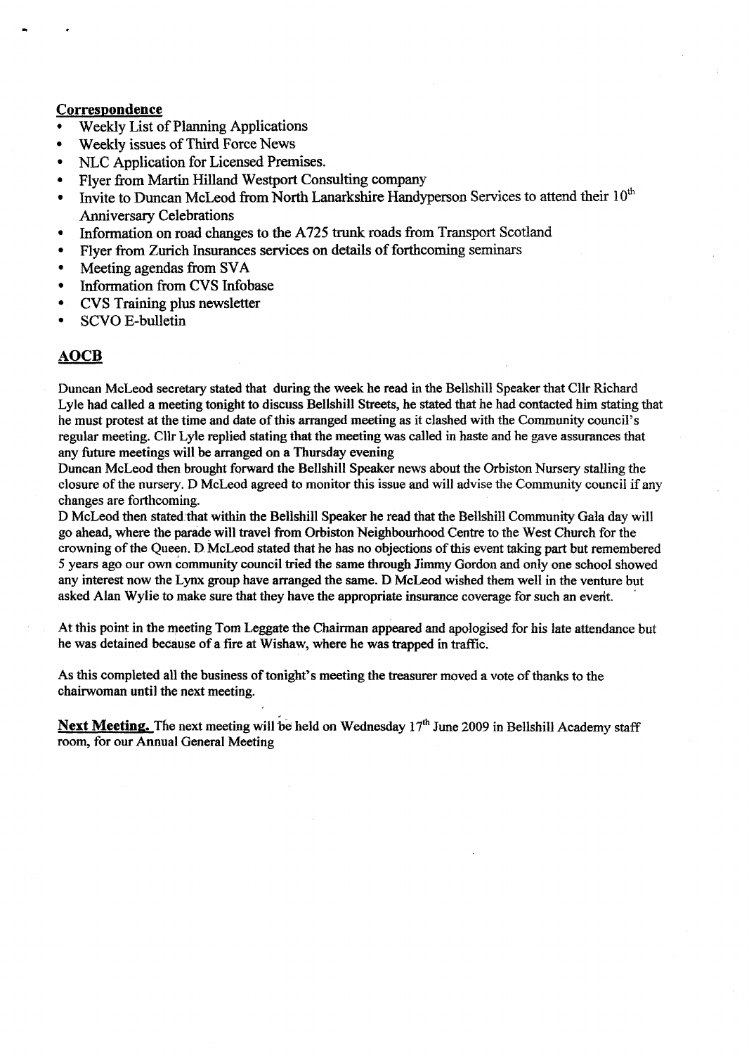**Correspondence**

- Weekly List of Planning Applications
- Weekly issues of Third Force News
- NLC Application for Licensed Premises.
- Flyer from Martin Hilland Westport Consulting company
- Invite to Duncan McLeod from North Lanarkshire Handyperson Services to attend their 10th Anniversary Celebrations
- Information on road changes to the A725 trunk roads from Transport Scotland
- Flyer from Zurich Insurances services on details of forthcoming seminars
- Meeting agendas from SVA
- Information from CVS Infobase
- CVS Training plus newsletter
- SCVO E-bulletin

## AOCB

Duncan McLeod secretary stated that during the week he read in the Bellshill Speaker that Cllr Richard Lyle had called a meeting tonight to discuss Bellshill Streets, he stated that he had contacted him stating that he must protest at the time and date of this arranged meeting as it clashed with the Community council's regular meeting. Cllr Lyle replied stating that the meeting was called in haste and he gave assurances that any future meetings will be arranged on a Thursday evening

Duncan McLeod then brought forward the Bellshill Speaker news about the Orbiston Nursery stalling the closure of the nursery. D McLeod agreed to monitor this issue and will advise the Community council if any changes are forthcoming.

D McLeod then stated that within the Bellshill Speaker he read that the Bellshill Community Gala day will go ahead, where the parade will travel from Orbiston Neighbourhood Centre to the West Church for the crowning of the Queen. D McLeod stated that he has no objections of this event taking part but remembered 5 years ago our own community council tried the same through Jimmy Gordon and only one school showed any interest now the Lynx group have arranged the same. D McLeod wished them well in the venture but asked Alan Wylie to make sure that they have the appropriate insurance coverage for such an event.

At this point in the meeting Tom Leggate the Chairman appeared and apologised for his late attendance but he was detained because of a fire at Wishaw, where he was trapped in traffic.

As this completed all the business of tonight's meeting the treasurer moved a vote of thanks to the chairwoman until the next meeting.

**Next Meeting.** The next meeting will be held on Wednesday 17th June 2009 in Bellshill Academy staff room, for our Annual General Meeting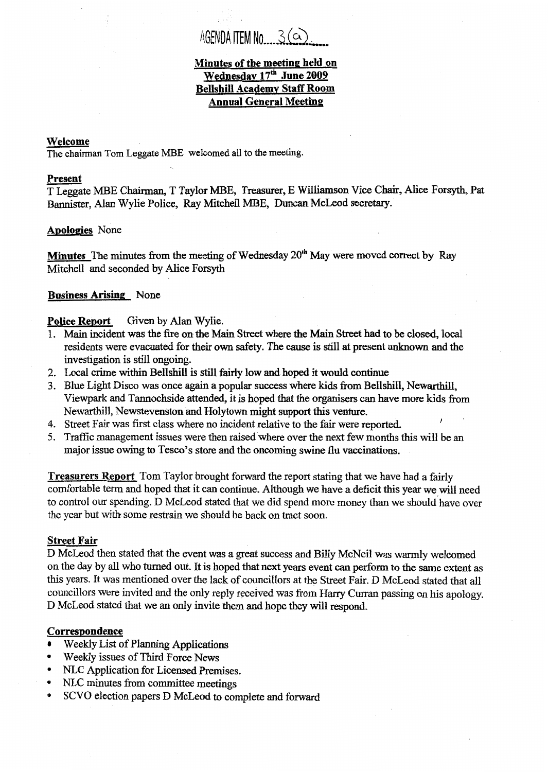AGENDA ITEM No....3(a)....

**Minutes of the meeting held on Wednesday 17th June 2009 Bellshill Academy Staff Room Annual General Meeting**

**Welcome**
The chairman Tom Leggate MBE welcomed all to the meeting.

**Present**
T Leggate MBE Chairman, T Taylor MBE, Treasurer, E Williamson Vice Chair, Alice Forsyth, Pat Bannister, Alan Wylie Police, Ray Mitchell MBE, Duncan McLeod secretary.

**Apologies** None

**Minutes** The minutes from the meeting of Wednesday 20th May were moved correct by Ray Mitchell and seconded by Alice Forsyth

**Business Arising** None

**Police Report** Given by Alan Wylie.

1. Main incident was the fire on the Main Street where the Main Street had to be closed, local residents were evacuated for their own safety. The cause is still at present unknown and the investigation is still ongoing.
2. Local crime within Bellshill is still fairly low and hoped it would continue
3. Blue Light Disco was once again a popular success where kids from Bellshill, Newarthill, Viewpark and Tannochside attended, it is hoped that the organisers can have more kids from Newarthill, Newstevenston and Holytown might support this venture.
4. Street Fair was first class where no incident relative to the fair were reported.
5. Traffic management issues were then raised where over the next few months this will be an major issue owing to Tesco's store and the oncoming swine flu vaccinations.

**Treasurers Report** Tom Taylor brought forward the report stating that we have had a fairly comfortable term and hoped that it can continue. Although we have a deficit this year we will need to control our spending. D McLeod stated that we did spend more money than we should have over the year but with some restrain we should be back on tract soon.

**Street Fair**
D McLeod then stated that the event was a great success and Billy McNeil was warmly welcomed on the day by all who turned out. It is hoped that next years event can perform to the same extent as this years. It was mentioned over the lack of councillors at the Street Fair. D McLeod stated that all councillors were invited and the only reply received was from Harry Curran passing on his apology. D McLeod stated that we an only invite them and hope they will respond.

**Correspondence**

- Weekly List of Planning Applications
- Weekly issues of Third Force News
- NLC Application for Licensed Premises.
- NLC minutes from committee meetings
- SCVO election papers D McLeod to complete and forward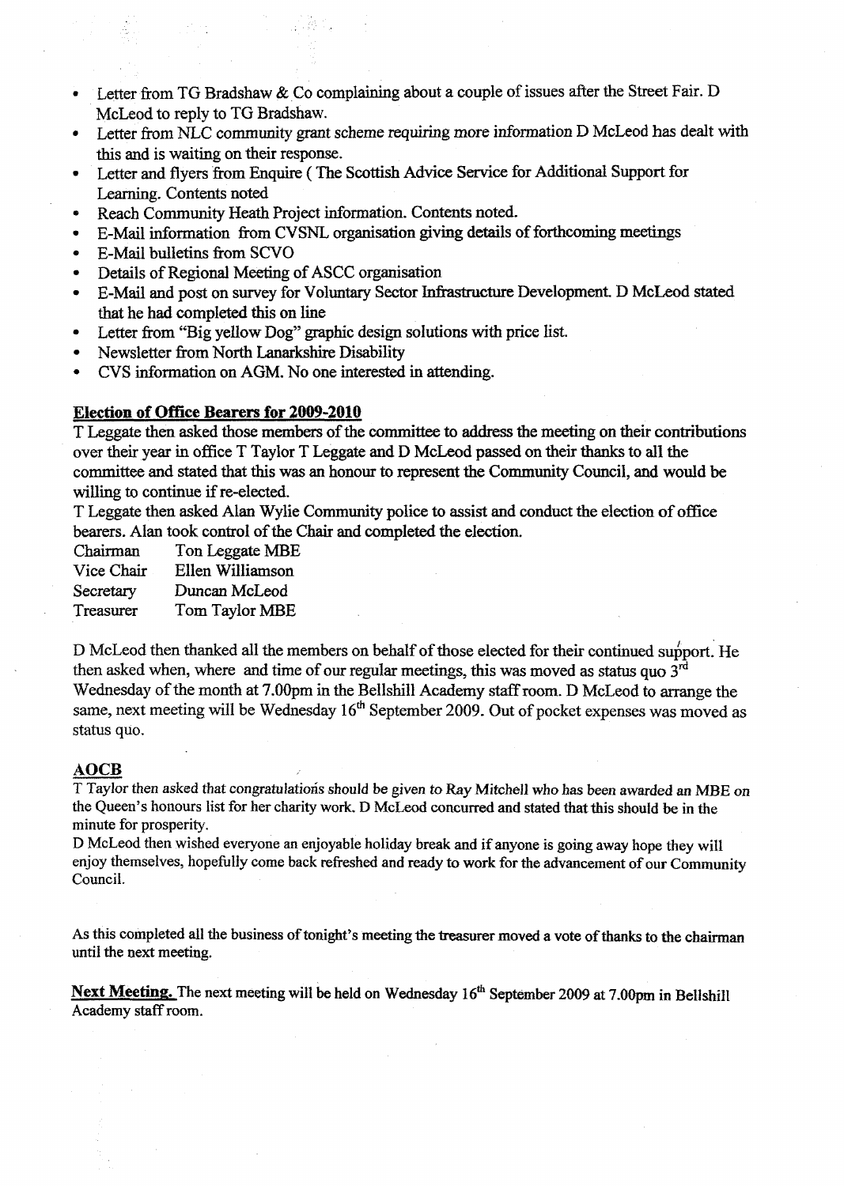- Letter from TG Bradshaw & Co complaining about a couple of issues after the Street Fair. D McLeod to reply to TG Bradshaw.
- Letter from NLC community grant scheme requiring more information D McLeod has dealt with this and is waiting on their response.
- Letter and flyers from Enquire ( The Scottish Advice Service for Additional Support for Learning. Contents noted
- Reach Community Heath Project information. Contents noted.
- E-Mail information from CVSNL organisation giving details of forthcoming meetings
- E-Mail bulletins from SCVO
- Details of Regional Meeting of ASCC organisation
- E-Mail and post on survey for Voluntary Sector Infrastructure Development. D McLeod stated that he had completed this on line
- Letter from "Big yellow Dog" graphic design solutions with price list.
- Newsletter from North Lanarkshire Disability
- CVS information on AGM. No one interested in attending.

**Election of Office Bearers for 2009-2010**

T Leggate then asked those members of the committee to address the meeting on their contributions over their year in office T Taylor T Leggate and D McLeod passed on their thanks to all the committee and stated that this was an honour to represent the Community Council, and would be willing to continue if re-elected.

T Leggate then asked Alan Wylie Community police to assist and conduct the election of office bearers. Alan took control of the Chair and completed the election.

| | |
|---|---|
| Chairman | Ton Leggate MBE |
| Vice Chair | Ellen Williamson |
| Secretary | Duncan McLeod |
| Treasurer | Tom Taylor MBE |

D McLeod then thanked all the members on behalf of those elected for their continued support. He then asked when, where and time of our regular meetings, this was moved as status quo 3rd Wednesday of the month at 7.00pm in the Bellshill Academy staff room. D McLeod to arrange the same, next meeting will be Wednesday 16th September 2009. Out of pocket expenses was moved as status quo.

**AOCB**

T Taylor then asked that congratulations should be given to Ray Mitchell who has been awarded an MBE on the Queen's honours list for her charity work. D McLeod concurred and stated that this should be in the minute for prosperity.

D McLeod then wished everyone an enjoyable holiday break and if anyone is going away hope they will enjoy themselves, hopefully come back refreshed and ready to work for the advancement of our Community Council.

As this completed all the business of tonight's meeting the treasurer moved a vote of thanks to the chairman until the next meeting.

**Next Meeting.** The next meeting will be held on Wednesday 16th September 2009 at 7.00pm in Bellshill Academy staff room.